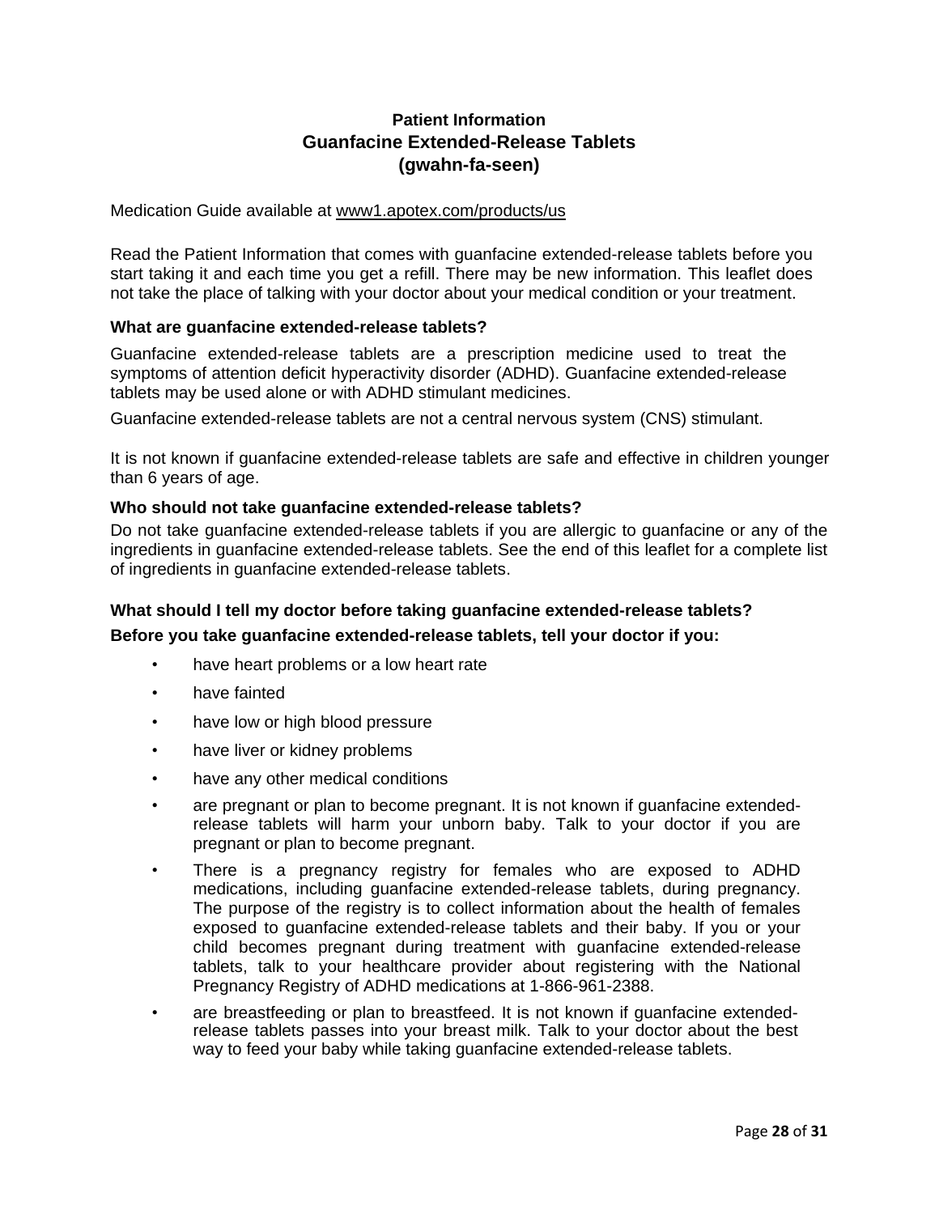# Patient Information
# Guanfacine Extended-Release Tablets
# (gwahn-fa-seen)

Medication Guide available at www1.apotex.com/products/us

Read the Patient Information that comes with guanfacine extended-release tablets before you start taking it and each time you get a refill. There may be new information. This leaflet does not take the place of talking with your doctor about your medical condition or your treatment.

**What are guanfacine extended-release tablets?**

Guanfacine extended-release tablets are a prescription medicine used to treat the symptoms of attention deficit hyperactivity disorder (ADHD). Guanfacine extended-release tablets may be used alone or with ADHD stimulant medicines.

Guanfacine extended-release tablets are not a central nervous system (CNS) stimulant.

It is not known if guanfacine extended-release tablets are safe and effective in children younger than 6 years of age.

**Who should not take guanfacine extended-release tablets?**

Do not take guanfacine extended-release tablets if you are allergic to guanfacine or any of the ingredients in guanfacine extended-release tablets. See the end of this leaflet for a complete list of ingredients in guanfacine extended-release tablets.

**What should I tell my doctor before taking guanfacine extended-release tablets?**

**Before you take guanfacine extended-release tablets, tell your doctor if you:**

- have heart problems or a low heart rate
- have fainted
- have low or high blood pressure
- have liver or kidney problems
- have any other medical conditions
- are pregnant or plan to become pregnant. It is not known if guanfacine extended-release tablets will harm your unborn baby. Talk to your doctor if you are pregnant or plan to become pregnant.
- There is a pregnancy registry for females who are exposed to ADHD medications, including guanfacine extended-release tablets, during pregnancy. The purpose of the registry is to collect information about the health of females exposed to guanfacine extended-release tablets and their baby. If you or your child becomes pregnant during treatment with guanfacine extended-release tablets, talk to your healthcare provider about registering with the National Pregnancy Registry of ADHD medications at 1-866-961-2388.
- are breastfeeding or plan to breastfeed. It is not known if guanfacine extended-release tablets passes into your breast milk. Talk to your doctor about the best way to feed your baby while taking guanfacine extended-release tablets.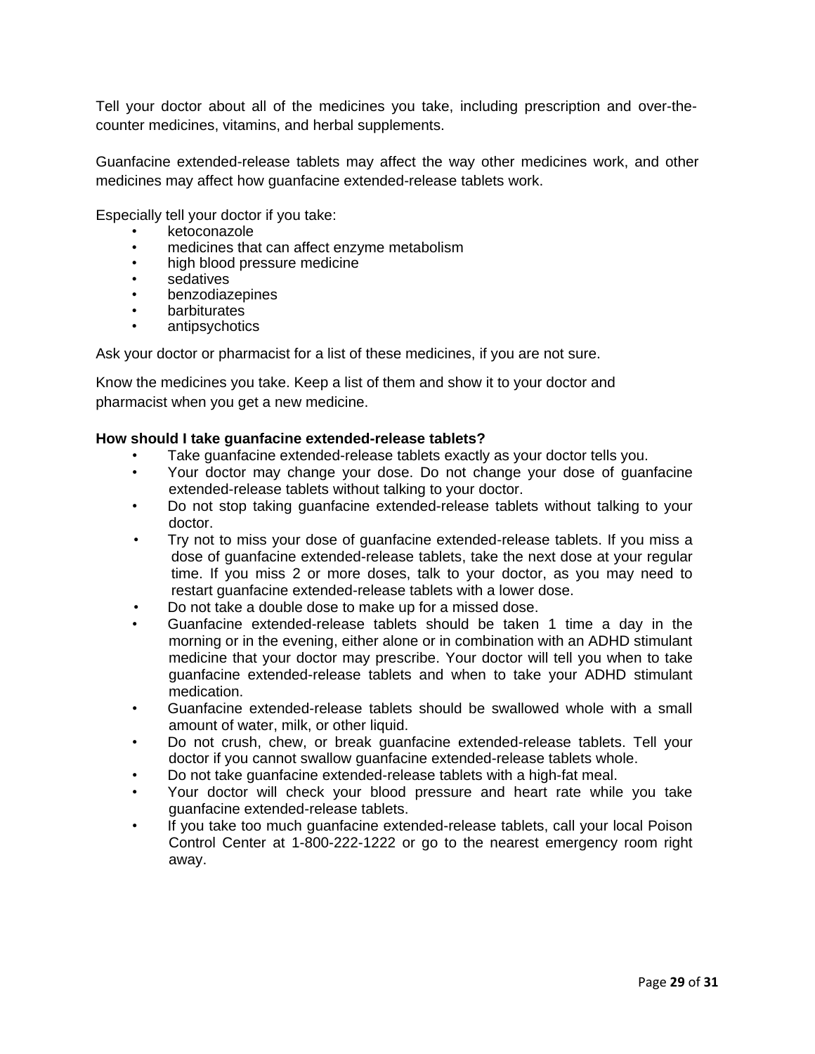Tell your doctor about all of the medicines you take, including prescription and over-the-counter medicines, vitamins, and herbal supplements.

Guanfacine extended-release tablets may affect the way other medicines work, and other medicines may affect how guanfacine extended-release tablets work.

Especially tell your doctor if you take:

- ketoconazole
- medicines that can affect enzyme metabolism
- high blood pressure medicine
- sedatives
- benzodiazepines
- barbiturates
- antipsychotics

Ask your doctor or pharmacist for a list of these medicines, if you are not sure.

Know the medicines you take. Keep a list of them and show it to your doctor and pharmacist when you get a new medicine.

**How should I take guanfacine extended-release tablets?**

- Take guanfacine extended-release tablets exactly as your doctor tells you.
- Your doctor may change your dose. Do not change your dose of guanfacine extended-release tablets without talking to your doctor.
- Do not stop taking guanfacine extended-release tablets without talking to your doctor.
- Try not to miss your dose of guanfacine extended-release tablets. If you miss a dose of guanfacine extended-release tablets, take the next dose at your regular time. If you miss 2 or more doses, talk to your doctor, as you may need to restart guanfacine extended-release tablets with a lower dose.
- Do not take a double dose to make up for a missed dose.
- Guanfacine extended-release tablets should be taken 1 time a day in the morning or in the evening, either alone or in combination with an ADHD stimulant medicine that your doctor may prescribe. Your doctor will tell you when to take guanfacine extended-release tablets and when to take your ADHD stimulant medication.
- Guanfacine extended-release tablets should be swallowed whole with a small amount of water, milk, or other liquid.
- Do not crush, chew, or break guanfacine extended-release tablets. Tell your doctor if you cannot swallow guanfacine extended-release tablets whole.
- Do not take guanfacine extended-release tablets with a high-fat meal.
- Your doctor will check your blood pressure and heart rate while you take guanfacine extended-release tablets.
- If you take too much guanfacine extended-release tablets, call your local Poison Control Center at 1-800-222-1222 or go to the nearest emergency room right away.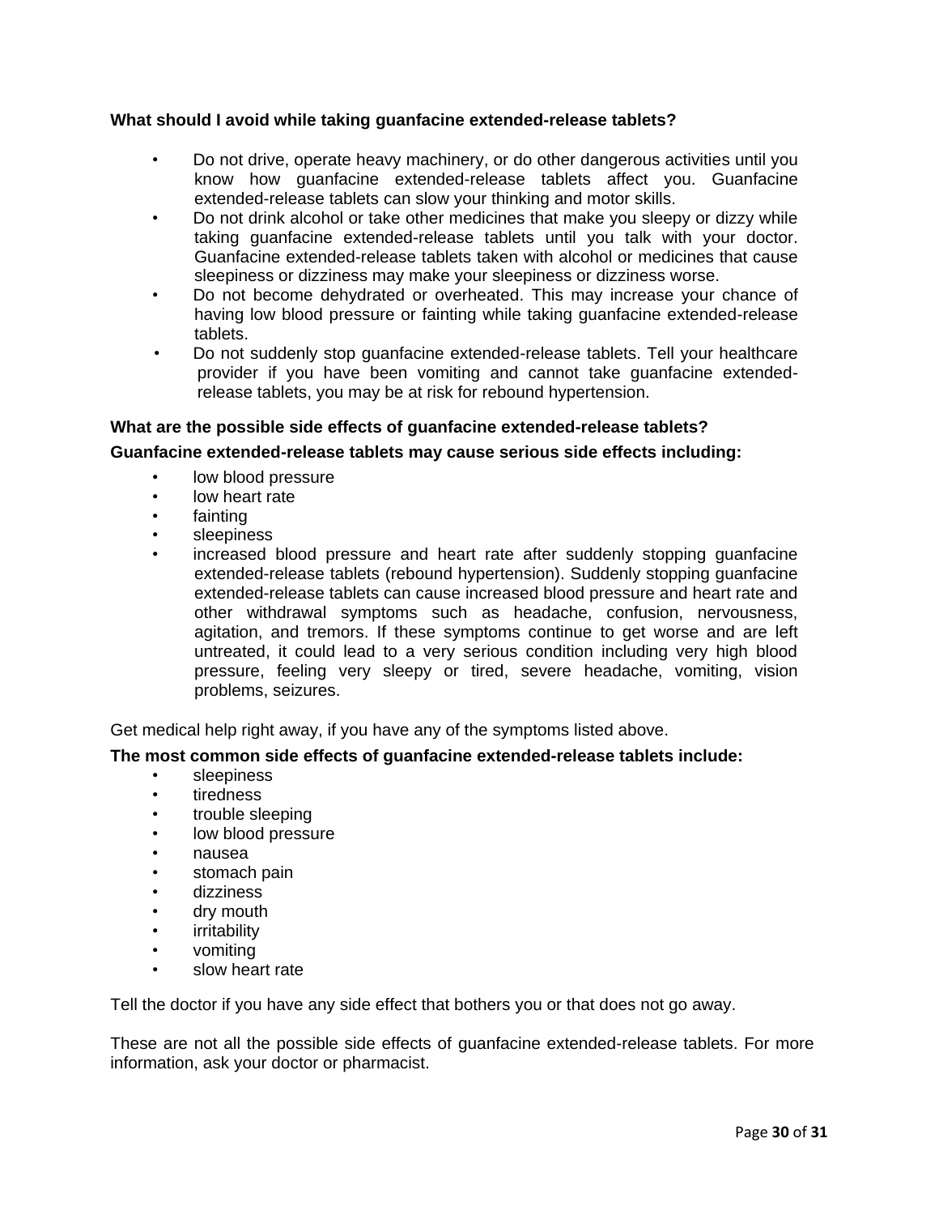**What should I avoid while taking guanfacine extended-release tablets?**

- Do not drive, operate heavy machinery, or do other dangerous activities until you know how guanfacine extended-release tablets affect you. Guanfacine extended-release tablets can slow your thinking and motor skills.
- Do not drink alcohol or take other medicines that make you sleepy or dizzy while taking guanfacine extended-release tablets until you talk with your doctor. Guanfacine extended-release tablets taken with alcohol or medicines that cause sleepiness or dizziness may make your sleepiness or dizziness worse.
- Do not become dehydrated or overheated. This may increase your chance of having low blood pressure or fainting while taking guanfacine extended-release tablets.
- Do not suddenly stop guanfacine extended-release tablets. Tell your healthcare provider if you have been vomiting and cannot take guanfacine extended-release tablets, you may be at risk for rebound hypertension.

**What are the possible side effects of guanfacine extended-release tablets?**

**Guanfacine extended-release tablets may cause serious side effects including:**

- low blood pressure
- low heart rate
- fainting
- sleepiness
- increased blood pressure and heart rate after suddenly stopping guanfacine extended-release tablets (rebound hypertension). Suddenly stopping guanfacine extended-release tablets can cause increased blood pressure and heart rate and other withdrawal symptoms such as headache, confusion, nervousness, agitation, and tremors. If these symptoms continue to get worse and are left untreated, it could lead to a very serious condition including very high blood pressure, feeling very sleepy or tired, severe headache, vomiting, vision problems, seizures.

Get medical help right away, if you have any of the symptoms listed above.

**The most common side effects of guanfacine extended-release tablets include:**

- sleepiness
- tiredness
- trouble sleeping
- low blood pressure
- nausea
- stomach pain
- dizziness
- dry mouth
- irritability
- vomiting
- slow heart rate

Tell the doctor if you have any side effect that bothers you or that does not go away.

These are not all the possible side effects of guanfacine extended-release tablets. For more information, ask your doctor or pharmacist.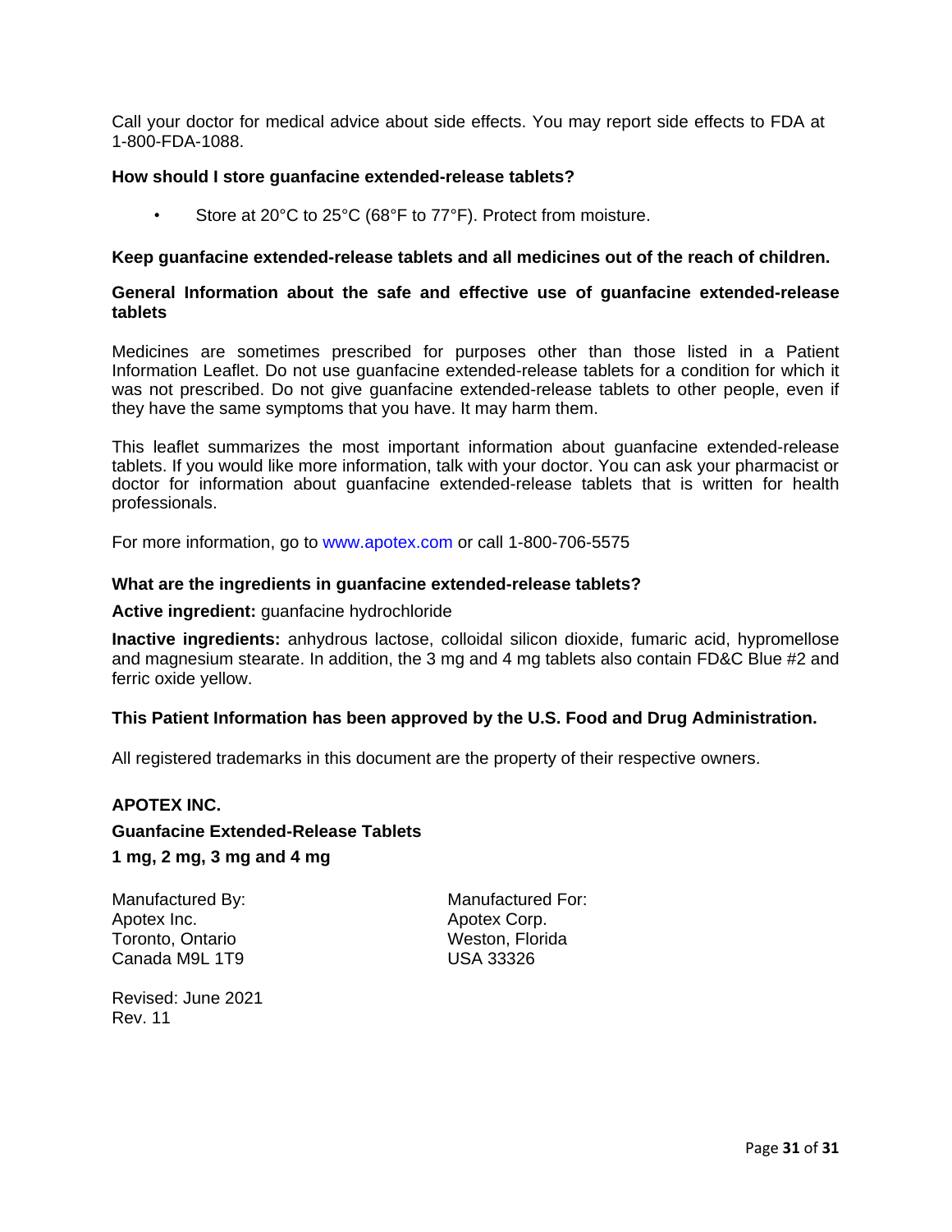Call your doctor for medical advice about side effects. You may report side effects to FDA at 1-800-FDA-1088.

**How should I store guanfacine extended-release tablets?**

- Store at 20°C to 25°C (68°F to 77°F). Protect from moisture.

**Keep guanfacine extended-release tablets and all medicines out of the reach of children.**

**General Information about the safe and effective use of guanfacine extended-release tablets**

Medicines are sometimes prescribed for purposes other than those listed in a Patient Information Leaflet. Do not use guanfacine extended-release tablets for a condition for which it was not prescribed. Do not give guanfacine extended-release tablets to other people, even if they have the same symptoms that you have. It may harm them.

This leaflet summarizes the most important information about guanfacine extended-release tablets. If you would like more information, talk with your doctor. You can ask your pharmacist or doctor for information about guanfacine extended-release tablets that is written for health professionals.

For more information, go to www.apotex.com or call 1-800-706-5575

**What are the ingredients in guanfacine extended-release tablets?**

**Active ingredient:** guanfacine hydrochloride

**Inactive ingredients:** anhydrous lactose, colloidal silicon dioxide, fumaric acid, hypromellose and magnesium stearate. In addition, the 3 mg and 4 mg tablets also contain FD&C Blue #2 and ferric oxide yellow.

**This Patient Information has been approved by the U.S. Food and Drug Administration.**

All registered trademarks in this document are the property of their respective owners.

**APOTEX INC.**

**Guanfacine Extended-Release Tablets**

**1 mg, 2 mg, 3 mg and 4 mg**

Manufactured By:
Apotex Inc.
Toronto, Ontario
Canada M9L 1T9

Manufactured For:
Apotex Corp.
Weston, Florida
USA 33326

Revised: June 2021
Rev. 11